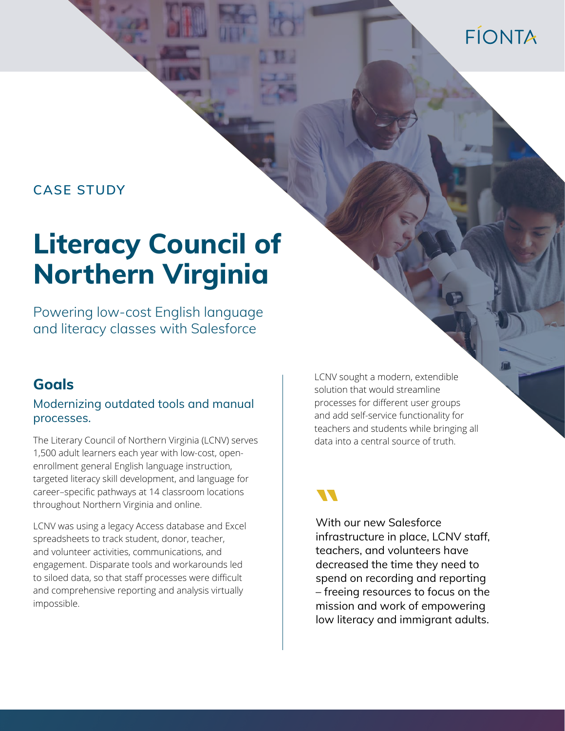CASE STUDY

# Literacy Council of Northern Virginia

Powering low-cost English language and literacy classes with Salesforce

## Goals

### Modernizing outdated tools and manual processes.

The Literary Council of Northern Virginia (LCNV) serves 1,500 adult learners each year with low-cost, open-enrollment general English language instruction, targeted literacy skill development, and language for career–specific pathways at 14 classroom locations throughout Northern Virginia and online.

LCNV was using a legacy Access database and Excel spreadsheets to track student, donor, teacher, and volunteer activities, communications, and engagement. Disparate tools and workarounds led to siloed data, so that staff processes were difficult and comprehensive reporting and analysis virtually impossible.

LCNV sought a modern, extendible solution that would streamline processes for different user groups and add self-service functionality for teachers and students while bringing all data into a central source of truth.

> With our new Salesforce infrastructure in place, LCNV staff, teachers, and volunteers have decreased the time they need to spend on recording and reporting – freeing resources to focus on the mission and work of empowering low literacy and immigrant adults.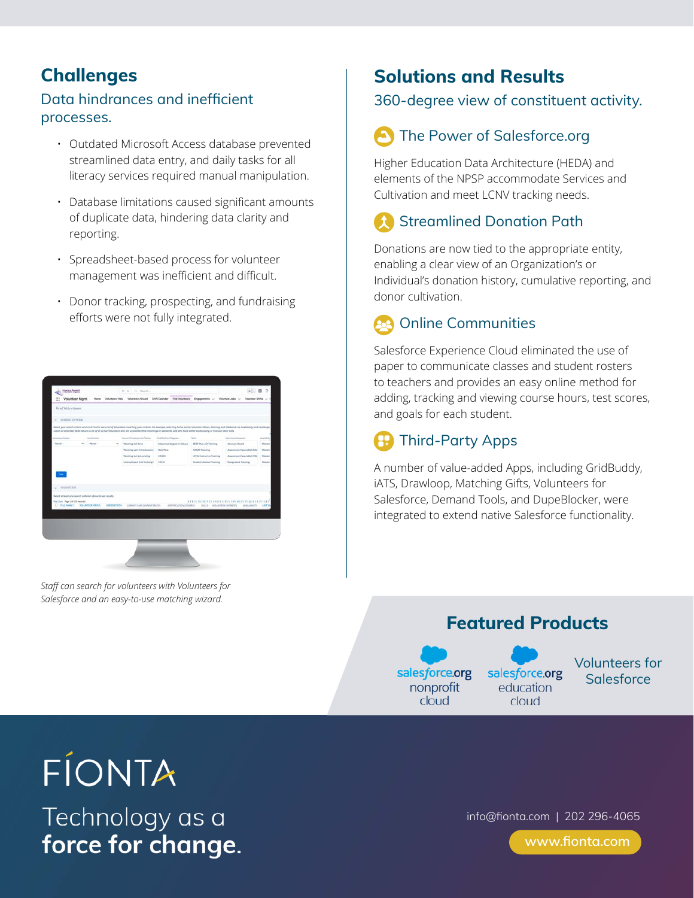## Challenges

### Data hindrances and inefficient processes.

- Outdated Microsoft Access database prevented streamlined data entry, and daily tasks for all literacy services required manual manipulation.
- Database limitations caused significant amounts of duplicate data, hindering data clarity and reporting.
- Spreadsheet-based process for volunteer management was inefficient and difficult.
- Donor tracking, prospecting, and fundraising efforts were not fully integrated.

*Staff can search for volunteers with Volunteers for Salesforce and an easy-to-use matching wizard.*

## Solutions and Results

### 360-degree view of constituent activity.

### The Power of Salesforce.org

Higher Education Data Architecture (HEDA) and elements of the NPSP accommodate Services and Cultivation and meet LCNV tracking needs.

### Streamlined Donation Path

Donations are now tied to the appropriate entity, enabling a clear view of an Organization's or Individual's donation history, cumulative reporting, and donor cultivation.

### Online Communities

Salesforce Experience Cloud eliminated the use of paper to communicate classes and student rosters to teachers and provides an easy online method for adding, tracking and viewing course hours, test scores, and goals for each student.

### Third-Party Apps

A number of value-added Apps, including GridBuddy, iATS, Drawloop, Matching Gifts, Volunteers for Salesforce, Demand Tools, and DupeBlocker, were integrated to extend native Salesforce functionality.

## Featured Products

salesforce.org nonprofit cloud

salesforce.org education cloud

Volunteers for Salesforce

FIONTA

Technology as a **force for change.**

info@fionta.com | 202 296-4065

www.fionta.com